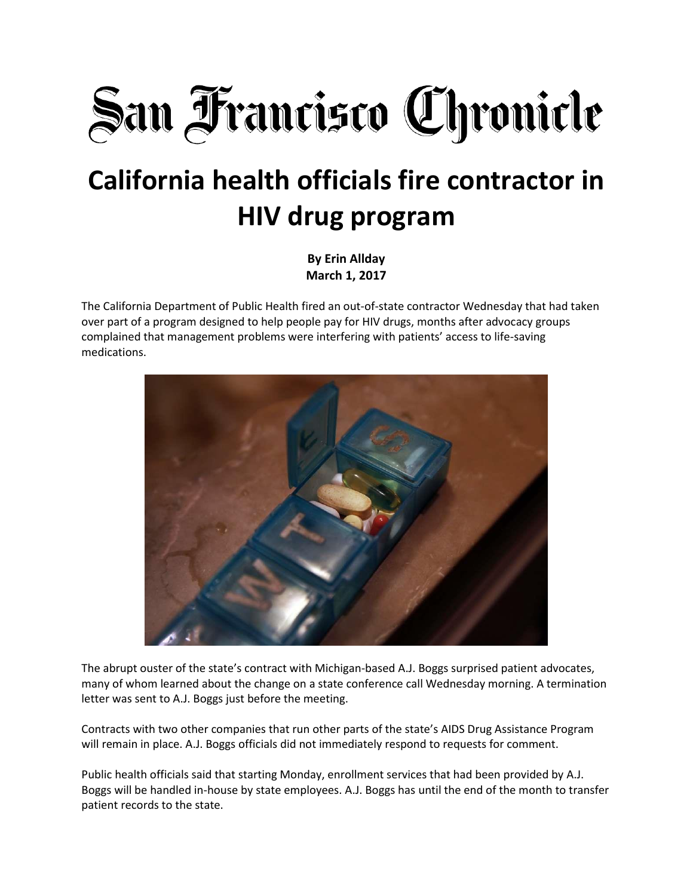San Francisco Chronicle

# California health officials fire contractor in HIV drug program

**By Erin Allday**
**March 1, 2017**

The California Department of Public Health fired an out-of-state contractor Wednesday that had taken over part of a program designed to help people pay for HIV drugs, months after advocacy groups complained that management problems were interfering with patients' access to life-saving medications.

The abrupt ouster of the state's contract with Michigan-based A.J. Boggs surprised patient advocates, many of whom learned about the change on a state conference call Wednesday morning. A termination letter was sent to A.J. Boggs just before the meeting.

Contracts with two other companies that run other parts of the state's AIDS Drug Assistance Program will remain in place. A.J. Boggs officials did not immediately respond to requests for comment.

Public health officials said that starting Monday, enrollment services that had been provided by A.J. Boggs will be handled in-house by state employees. A.J. Boggs has until the end of the month to transfer patient records to the state.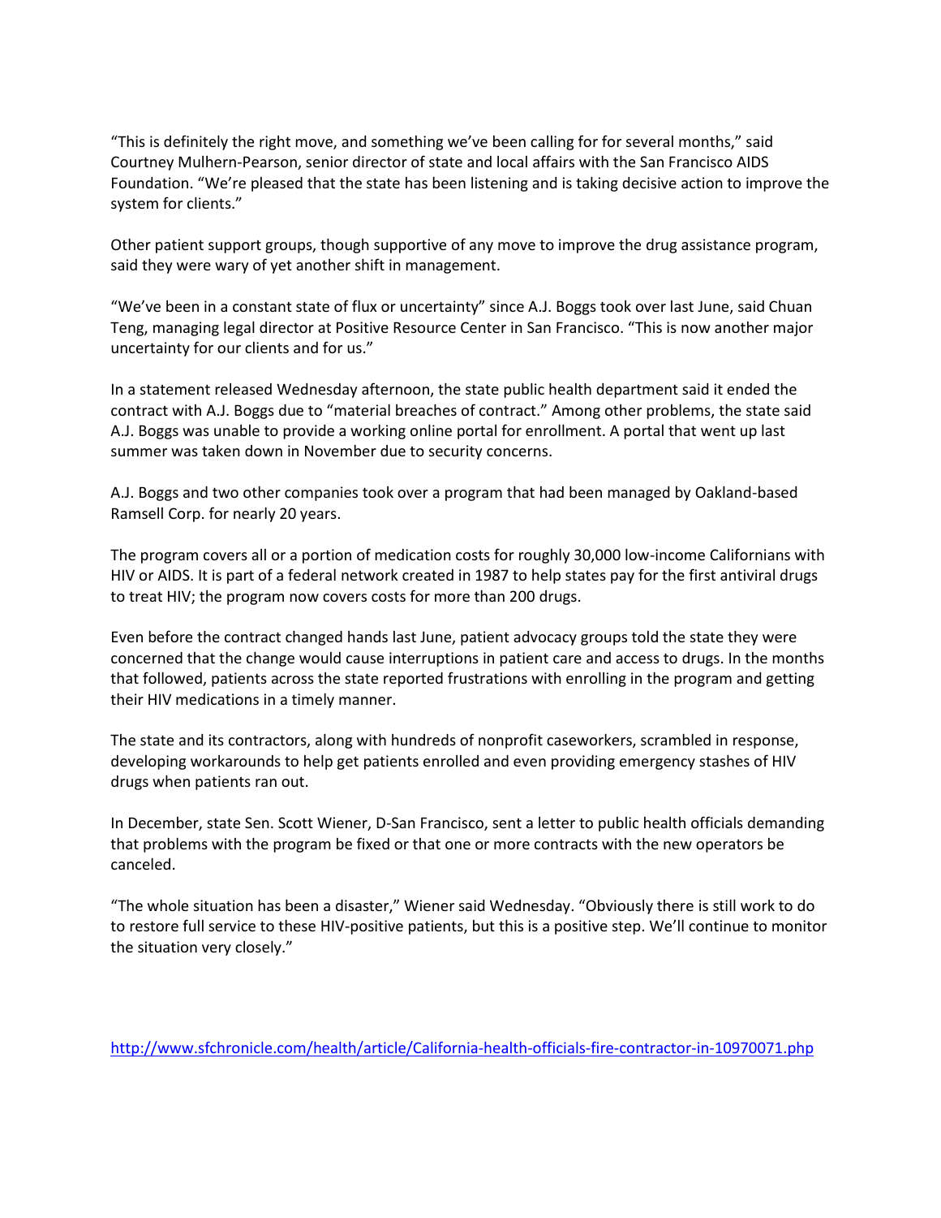"This is definitely the right move, and something we've been calling for for several months," said Courtney Mulhern-Pearson, senior director of state and local affairs with the San Francisco AIDS Foundation. "We're pleased that the state has been listening and is taking decisive action to improve the system for clients."

Other patient support groups, though supportive of any move to improve the drug assistance program, said they were wary of yet another shift in management.

"We've been in a constant state of flux or uncertainty" since A.J. Boggs took over last June, said Chuan Teng, managing legal director at Positive Resource Center in San Francisco. "This is now another major uncertainty for our clients and for us."

In a statement released Wednesday afternoon, the state public health department said it ended the contract with A.J. Boggs due to "material breaches of contract." Among other problems, the state said A.J. Boggs was unable to provide a working online portal for enrollment. A portal that went up last summer was taken down in November due to security concerns.

A.J. Boggs and two other companies took over a program that had been managed by Oakland-based Ramsell Corp. for nearly 20 years.

The program covers all or a portion of medication costs for roughly 30,000 low-income Californians with HIV or AIDS. It is part of a federal network created in 1987 to help states pay for the first antiviral drugs to treat HIV; the program now covers costs for more than 200 drugs.

Even before the contract changed hands last June, patient advocacy groups told the state they were concerned that the change would cause interruptions in patient care and access to drugs. In the months that followed, patients across the state reported frustrations with enrolling in the program and getting their HIV medications in a timely manner.

The state and its contractors, along with hundreds of nonprofit caseworkers, scrambled in response, developing workarounds to help get patients enrolled and even providing emergency stashes of HIV drugs when patients ran out.

In December, state Sen. Scott Wiener, D-San Francisco, sent a letter to public health officials demanding that problems with the program be fixed or that one or more contracts with the new operators be canceled.

"The whole situation has been a disaster," Wiener said Wednesday. "Obviously there is still work to do to restore full service to these HIV-positive patients, but this is a positive step. We'll continue to monitor the situation very closely."

http://www.sfchronicle.com/health/article/California-health-officials-fire-contractor-in-10970071.php